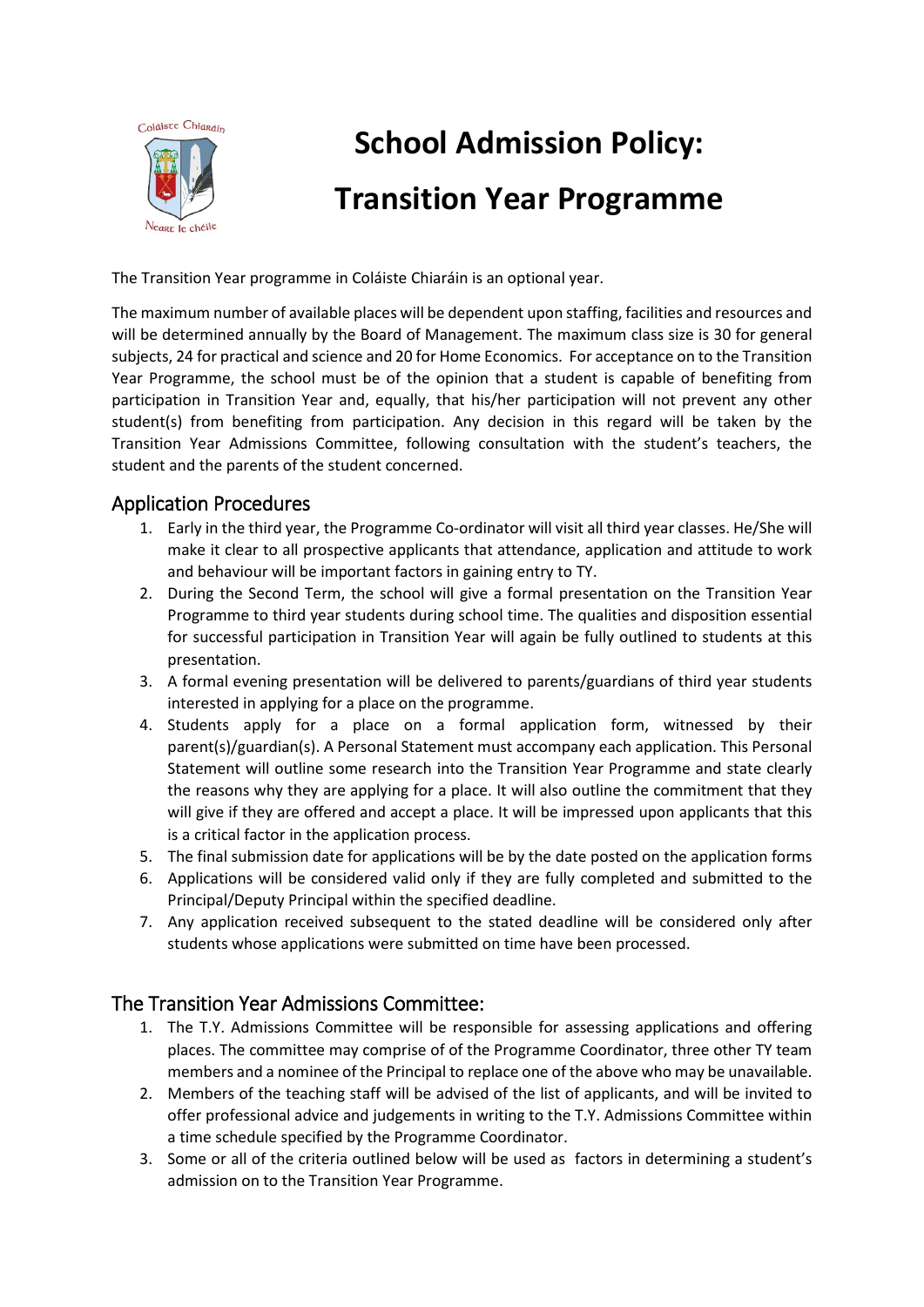# School Admission Policy: Transition Year Programme

The Transition Year programme in Coláiste Chiaráin is an optional year.

The maximum number of available places will be dependent upon staffing, facilities and resources and will be determined annually by the Board of Management. The maximum class size is 30 for general subjects, 24 for practical and science and 20 for Home Economics. For acceptance on to the Transition Year Programme, the school must be of the opinion that a student is capable of benefiting from participation in Transition Year and, equally, that his/her participation will not prevent any other student(s) from benefiting from participation. Any decision in this regard will be taken by the Transition Year Admissions Committee, following consultation with the student's teachers, the student and the parents of the student concerned.

## Application Procedures

1. Early in the third year, the Programme Co-ordinator will visit all third year classes. He/She will make it clear to all prospective applicants that attendance, application and attitude to work and behaviour will be important factors in gaining entry to TY.
2. During the Second Term, the school will give a formal presentation on the Transition Year Programme to third year students during school time. The qualities and disposition essential for successful participation in Transition Year will again be fully outlined to students at this presentation.
3. A formal evening presentation will be delivered to parents/guardians of third year students interested in applying for a place on the programme.
4. Students apply for a place on a formal application form, witnessed by their parent(s)/guardian(s). A Personal Statement must accompany each application. This Personal Statement will outline some research into the Transition Year Programme and state clearly the reasons why they are applying for a place. It will also outline the commitment that they will give if they are offered and accept a place. It will be impressed upon applicants that this is a critical factor in the application process.
5. The final submission date for applications will be by the date posted on the application forms
6. Applications will be considered valid only if they are fully completed and submitted to the Principal/Deputy Principal within the specified deadline.
7. Any application received subsequent to the stated deadline will be considered only after students whose applications were submitted on time have been processed.

## The Transition Year Admissions Committee:

1. The T.Y. Admissions Committee will be responsible for assessing applications and offering places. The committee may comprise of of the Programme Coordinator, three other TY team members and a nominee of the Principal to replace one of the above who may be unavailable.
2. Members of the teaching staff will be advised of the list of applicants, and will be invited to offer professional advice and judgements in writing to the T.Y. Admissions Committee within a time schedule specified by the Programme Coordinator.
3. Some or all of the criteria outlined below will be used as factors in determining a student's admission on to the Transition Year Programme.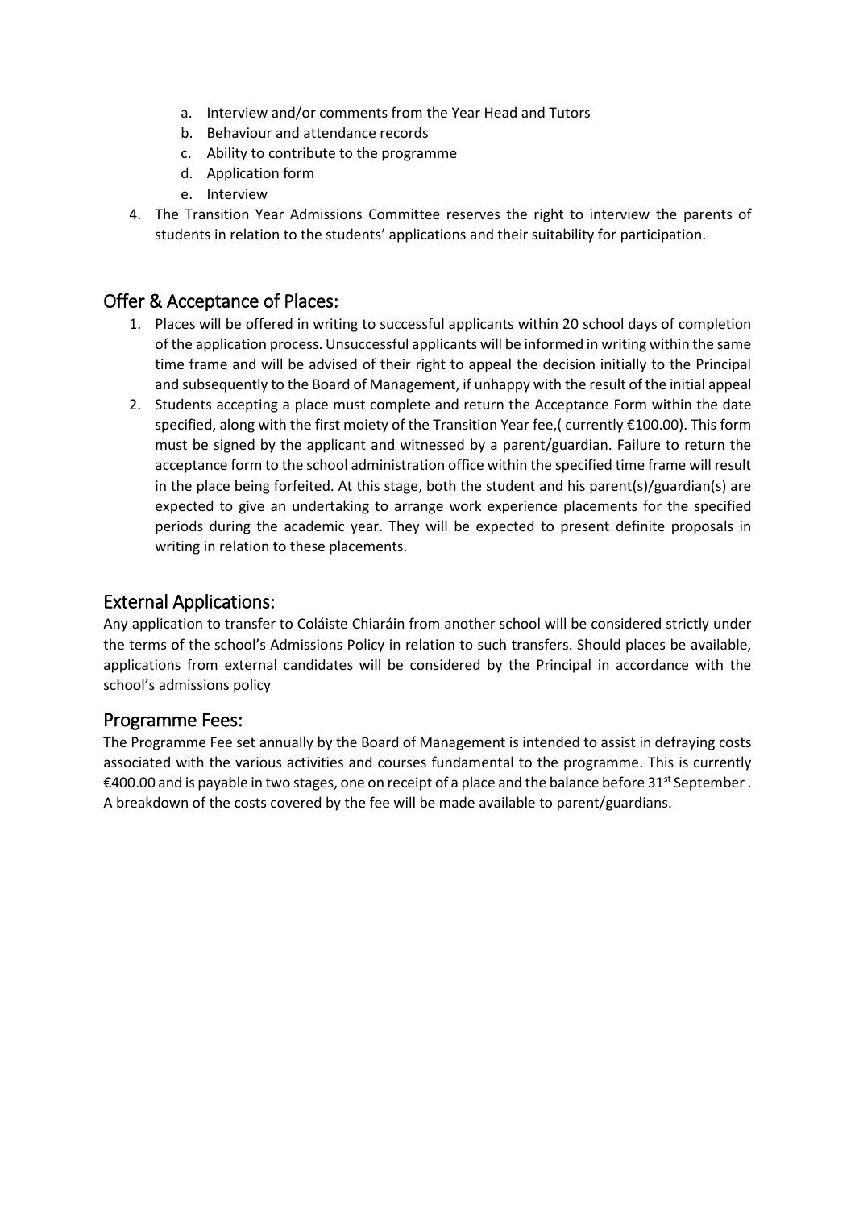a. Interview and/or comments from the Year Head and Tutors
   b. Behaviour and attendance records
   c. Ability to contribute to the programme
   d. Application form
   e. Interview
4. The Transition Year Admissions Committee reserves the right to interview the parents of students in relation to the students' applications and their suitability for participation.

## Offer & Acceptance of Places:

1. Places will be offered in writing to successful applicants within 20 school days of completion of the application process. Unsuccessful applicants will be informed in writing within the same time frame and will be advised of their right to appeal the decision initially to the Principal and subsequently to the Board of Management, if unhappy with the result of the initial appeal
2. Students accepting a place must complete and return the Acceptance Form within the date specified, along with the first moiety of the Transition Year fee,( currently €100.00). This form must be signed by the applicant and witnessed by a parent/guardian. Failure to return the acceptance form to the school administration office within the specified time frame will result in the place being forfeited. At this stage, both the student and his parent(s)/guardian(s) are expected to give an undertaking to arrange work experience placements for the specified periods during the academic year. They will be expected to present definite proposals in writing in relation to these placements.

## External Applications:

Any application to transfer to Coláiste Chiaráin from another school will be considered strictly under the terms of the school's Admissions Policy in relation to such transfers. Should places be available, applications from external candidates will be considered by the Principal in accordance with the school's admissions policy

## Programme Fees:

The Programme Fee set annually by the Board of Management is intended to assist in defraying costs associated with the various activities and courses fundamental to the programme. This is currently €400.00 and is payable in two stages, one on receipt of a place and the balance before 31st September . A breakdown of the costs covered by the fee will be made available to parent/guardians.